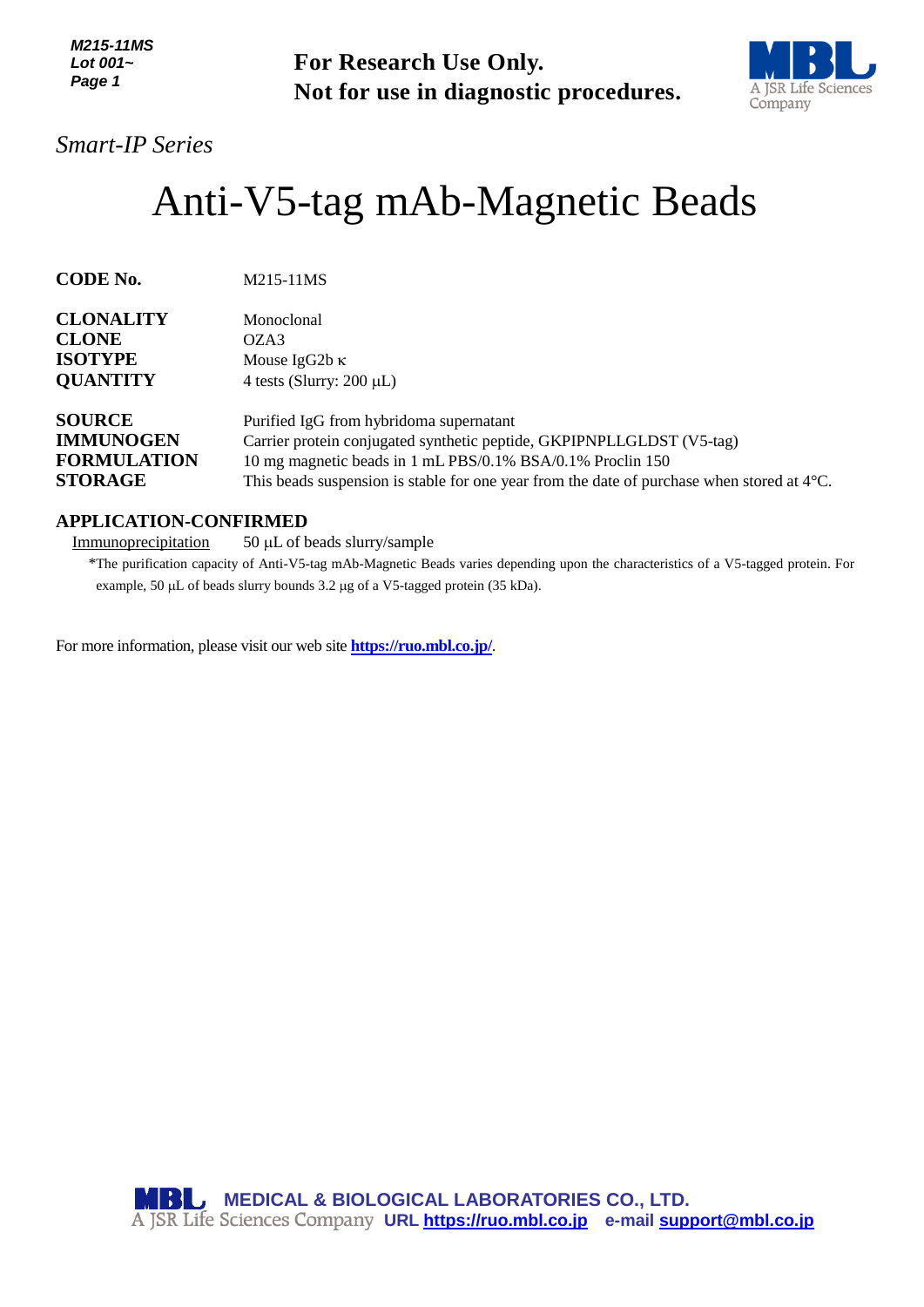**For Research Use Only.**
**Not for use in diagnostic procedures.**

*Smart-IP Series*

# Anti-V5-tag mAb-Magnetic Beads

| | |
|---|---|
| **CODE No.** | M215-11MS |
| **CLONALITY** | Monoclonal |
| **CLONE** | OZA3 |
| **ISOTYPE** | Mouse IgG2b κ |
| **QUANTITY** | 4 tests (Slurry: 200 μL) |
| **SOURCE** | Purified IgG from hybridoma supernatant |
| **IMMUNOGEN** | Carrier protein conjugated synthetic peptide, GKPIPNPLLGLDST (V5-tag) |
| **FORMULATION** | 10 mg magnetic beads in 1 mL PBS/0.1% BSA/0.1% Proclin 150 |
| **STORAGE** | This beads suspension is stable for one year from the date of purchase when stored at 4°C. |

**APPLICATION-CONFIRMED**

Immunoprecipitation 50 μL of beads slurry/sample

*The purification capacity of Anti-V5-tag mAb-Magnetic Beads varies depending upon the characteristics of a V5-tagged protein. For example, 50 μL of beads slurry bounds 3.2 μg of a V5-tagged protein (35 kDa).

For more information, please visit our web site **https://ruo.mbl.co.jp/**.

**MEDICAL & BIOLOGICAL LABORATORIES CO., LTD.**
A JSR Life Sciences Company **URL https://ruo.mbl.co.jp e-mail support@mbl.co.jp**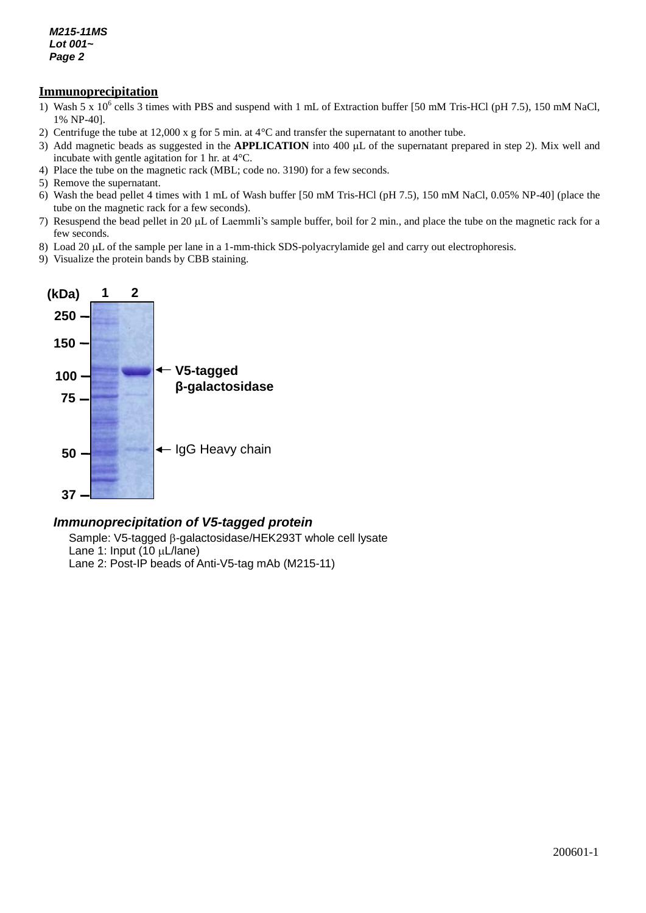## Immunoprecipitation

1) Wash 5 x $10^6$ cells 3 times with PBS and suspend with 1 mL of Extraction buffer [50 mM Tris-HCl (pH 7.5), 150 mM NaCl, 1% NP-40].
2) Centrifuge the tube at 12,000 x g for 5 min. at 4°C and transfer the supernatant to another tube.
3) Add magnetic beads as suggested in the **APPLICATION** into 400 μL of the supernatant prepared in step 2). Mix well and incubate with gentle agitation for 1 hr. at 4°C.
4) Place the tube on the magnetic rack (MBL; code no. 3190) for a few seconds.
5) Remove the supernatant.
6) Wash the bead pellet 4 times with 1 mL of Wash buffer [50 mM Tris-HCl (pH 7.5), 150 mM NaCl, 0.05% NP-40] (place the tube on the magnetic rack for a few seconds).
7) Resuspend the bead pellet in 20 μL of Laemmli's sample buffer, boil for 2 min., and place the tube on the magnetic rack for a few seconds.
8) Load 20 μL of the sample per lane in a 1-mm-thick SDS-polyacrylamide gel and carry out electrophoresis.
9) Visualize the protein bands by CBB staining.

(kDa)
1 2
250
150
100
75
50
37
V5-tagged β-galactosidase
IgG Heavy chain

*Immunoprecipitation of V5-tagged protein*

Sample: V5-tagged β-galactosidase/HEK293T whole cell lysate
Lane 1: Input (10 μL/lane)
Lane 2: Post-IP beads of Anti-V5-tag mAb (M215-11)